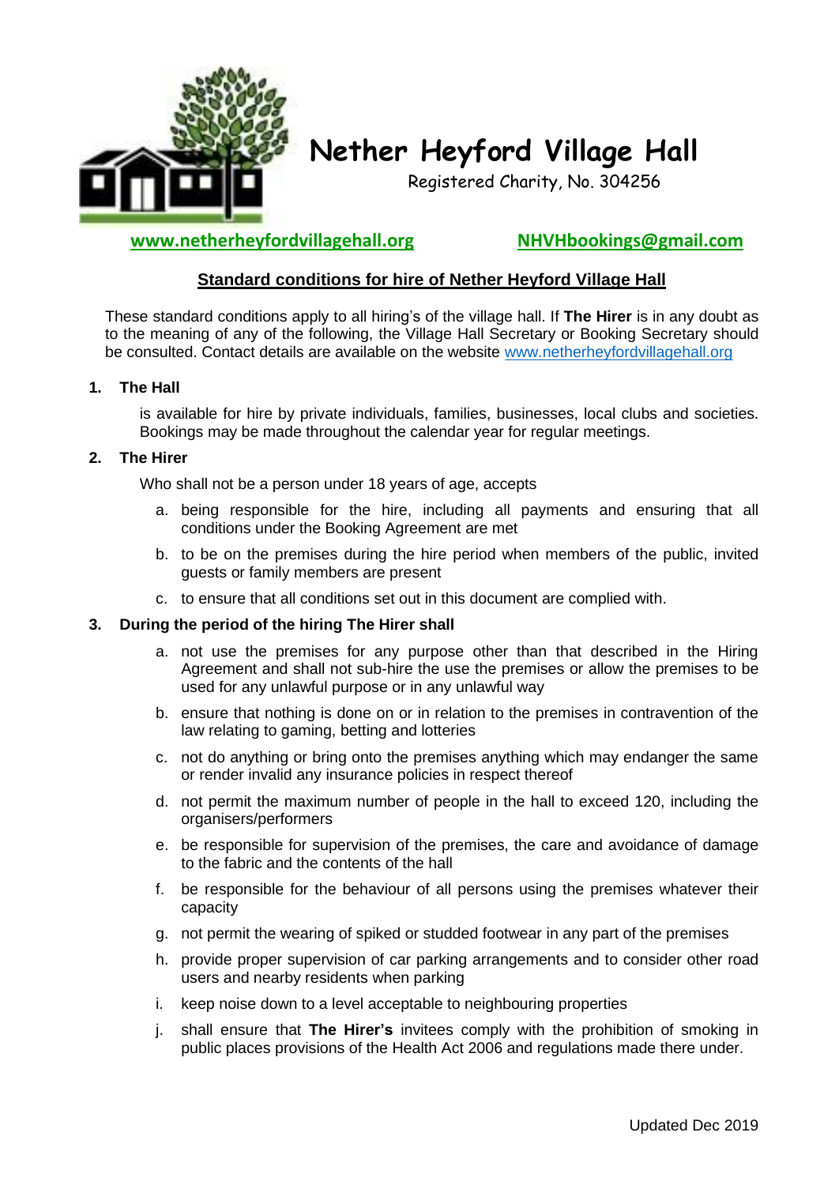# Nether Heyford Village Hall

Registered Charity, No. 304256

**www.netherheyfordvillagehall.org** **NHVHbookings@gmail.com**

## Standard conditions for hire of Nether Heyford Village Hall

These standard conditions apply to all hiring's of the village hall. If **The Hirer** is in any doubt as to the meaning of any of the following, the Village Hall Secretary or Booking Secretary should be consulted. Contact details are available on the website www.netherheyfordvillagehall.org

**1. The Hall**

is available for hire by private individuals, families, businesses, local clubs and societies. Bookings may be made throughout the calendar year for regular meetings.

**2. The Hirer**

Who shall not be a person under 18 years of age, accepts

a. being responsible for the hire, including all payments and ensuring that all conditions under the Booking Agreement are met

b. to be on the premises during the hire period when members of the public, invited guests or family members are present

c. to ensure that all conditions set out in this document are complied with.

**3. During the period of the hiring The Hirer shall**

a. not use the premises for any purpose other than that described in the Hiring Agreement and shall not sub-hire the use the premises or allow the premises to be used for any unlawful purpose or in any unlawful way

b. ensure that nothing is done on or in relation to the premises in contravention of the law relating to gaming, betting and lotteries

c. not do anything or bring onto the premises anything which may endanger the same or render invalid any insurance policies in respect thereof

d. not permit the maximum number of people in the hall to exceed 120, including the organisers/performers

e. be responsible for supervision of the premises, the care and avoidance of damage to the fabric and the contents of the hall

f. be responsible for the behaviour of all persons using the premises whatever their capacity

g. not permit the wearing of spiked or studded footwear in any part of the premises

h. provide proper supervision of car parking arrangements and to consider other road users and nearby residents when parking

i. keep noise down to a level acceptable to neighbouring properties

j. shall ensure that **The Hirer's** invitees comply with the prohibition of smoking in public places provisions of the Health Act 2006 and regulations made there under.

Updated Dec 2019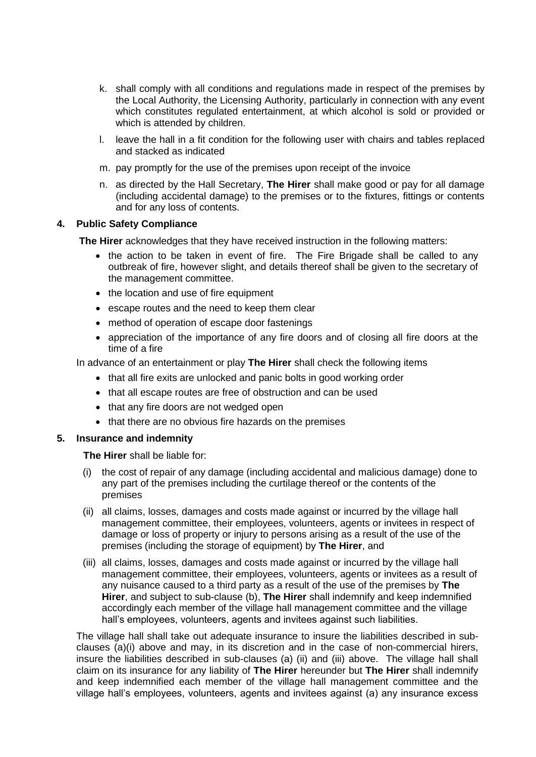k. shall comply with all conditions and regulations made in respect of the premises by the Local Authority, the Licensing Authority, particularly in connection with any event which constitutes regulated entertainment, at which alcohol is sold or provided or which is attended by children.

l. leave the hall in a fit condition for the following user with chairs and tables replaced and stacked as indicated

m. pay promptly for the use of the premises upon receipt of the invoice

n. as directed by the Hall Secretary, **The Hirer** shall make good or pay for all damage (including accidental damage) to the premises or to the fixtures, fittings or contents and for any loss of contents.

## 4. Public Safety Compliance

**The Hirer** acknowledges that they have received instruction in the following matters:

- the action to be taken in event of fire. The Fire Brigade shall be called to any outbreak of fire, however slight, and details thereof shall be given to the secretary of the management committee.
- the location and use of fire equipment
- escape routes and the need to keep them clear
- method of operation of escape door fastenings
- appreciation of the importance of any fire doors and of closing all fire doors at the time of a fire

In advance of an entertainment or play **The Hirer** shall check the following items

- that all fire exits are unlocked and panic bolts in good working order
- that all escape routes are free of obstruction and can be used
- that any fire doors are not wedged open
- that there are no obvious fire hazards on the premises

## 5. Insurance and indemnity

**The Hirer** shall be liable for:

(i) the cost of repair of any damage (including accidental and malicious damage) done to any part of the premises including the curtilage thereof or the contents of the premises

(ii) all claims, losses, damages and costs made against or incurred by the village hall management committee, their employees, volunteers, agents or invitees in respect of damage or loss of property or injury to persons arising as a result of the use of the premises (including the storage of equipment) by **The Hirer**, and

(iii) all claims, losses, damages and costs made against or incurred by the village hall management committee, their employees, volunteers, agents or invitees as a result of any nuisance caused to a third party as a result of the use of the premises by **The Hirer**, and subject to sub-clause (b), **The Hirer** shall indemnify and keep indemnified accordingly each member of the village hall management committee and the village hall's employees, volunteers, agents and invitees against such liabilities.

The village hall shall take out adequate insurance to insure the liabilities described in sub-clauses (a)(i) above and may, in its discretion and in the case of non-commercial hirers, insure the liabilities described in sub-clauses (a) (ii) and (iii) above. The village hall shall claim on its insurance for any liability of **The Hirer** hereunder but **The Hirer** shall indemnify and keep indemnified each member of the village hall management committee and the village hall's employees, volunteers, agents and invitees against (a) any insurance excess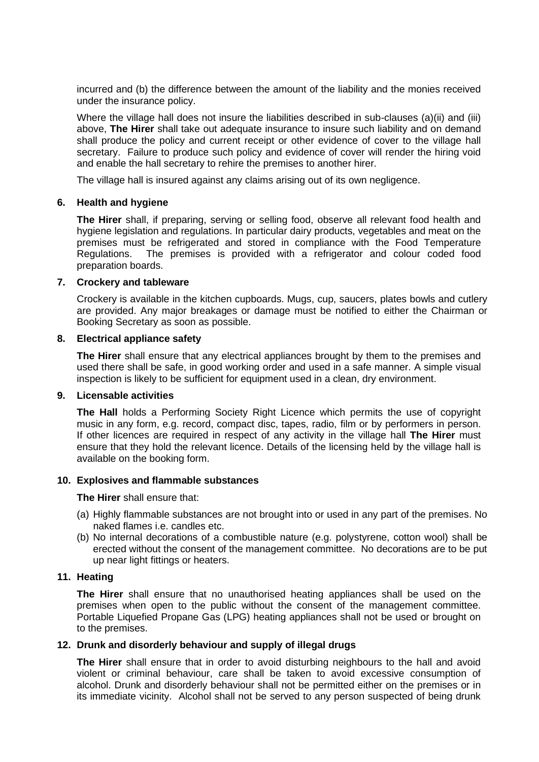incurred and (b) the difference between the amount of the liability and the monies received under the insurance policy.

Where the village hall does not insure the liabilities described in sub-clauses (a)(ii) and (iii) above, **The Hirer** shall take out adequate insurance to insure such liability and on demand shall produce the policy and current receipt or other evidence of cover to the village hall secretary. Failure to produce such policy and evidence of cover will render the hiring void and enable the hall secretary to rehire the premises to another hirer.

The village hall is insured against any claims arising out of its own negligence.

## 6. Health and hygiene

**The Hirer** shall, if preparing, serving or selling food, observe all relevant food health and hygiene legislation and regulations. In particular dairy products, vegetables and meat on the premises must be refrigerated and stored in compliance with the Food Temperature Regulations. The premises is provided with a refrigerator and colour coded food preparation boards.

## 7. Crockery and tableware

Crockery is available in the kitchen cupboards. Mugs, cup, saucers, plates bowls and cutlery are provided. Any major breakages or damage must be notified to either the Chairman or Booking Secretary as soon as possible.

## 8. Electrical appliance safety

**The Hirer** shall ensure that any electrical appliances brought by them to the premises and used there shall be safe, in good working order and used in a safe manner. A simple visual inspection is likely to be sufficient for equipment used in a clean, dry environment.

## 9. Licensable activities

**The Hall** holds a Performing Society Right Licence which permits the use of copyright music in any form, e.g. record, compact disc, tapes, radio, film or by performers in person. If other licences are required in respect of any activity in the village hall **The Hirer** must ensure that they hold the relevant licence. Details of the licensing held by the village hall is available on the booking form.

## 10. Explosives and flammable substances

**The Hirer** shall ensure that:

(a) Highly flammable substances are not brought into or used in any part of the premises. No naked flames i.e. candles etc.

(b) No internal decorations of a combustible nature (e.g. polystyrene, cotton wool) shall be erected without the consent of the management committee. No decorations are to be put up near light fittings or heaters.

## 11. Heating

**The Hirer** shall ensure that no unauthorised heating appliances shall be used on the premises when open to the public without the consent of the management committee. Portable Liquefied Propane Gas (LPG) heating appliances shall not be used or brought on to the premises.

## 12. Drunk and disorderly behaviour and supply of illegal drugs

**The Hirer** shall ensure that in order to avoid disturbing neighbours to the hall and avoid violent or criminal behaviour, care shall be taken to avoid excessive consumption of alcohol. Drunk and disorderly behaviour shall not be permitted either on the premises or in its immediate vicinity. Alcohol shall not be served to any person suspected of being drunk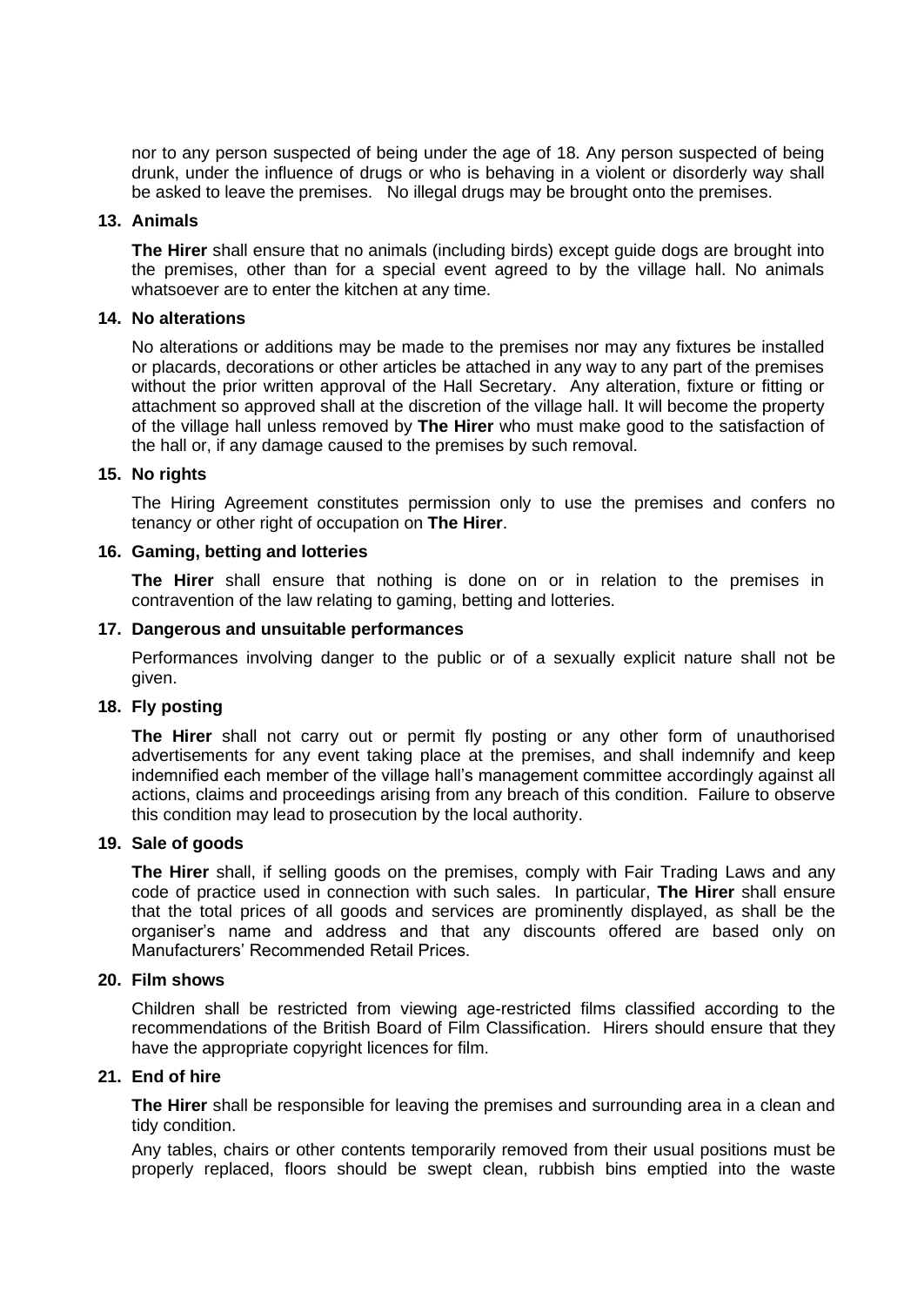nor to any person suspected of being under the age of 18. Any person suspected of being drunk, under the influence of drugs or who is behaving in a violent or disorderly way shall be asked to leave the premises. No illegal drugs may be brought onto the premises.

**13. Animals**

**The Hirer** shall ensure that no animals (including birds) except guide dogs are brought into the premises, other than for a special event agreed to by the village hall. No animals whatsoever are to enter the kitchen at any time.

**14. No alterations**

No alterations or additions may be made to the premises nor may any fixtures be installed or placards, decorations or other articles be attached in any way to any part of the premises without the prior written approval of the Hall Secretary. Any alteration, fixture or fitting or attachment so approved shall at the discretion of the village hall. It will become the property of the village hall unless removed by **The Hirer** who must make good to the satisfaction of the hall or, if any damage caused to the premises by such removal.

**15. No rights**

The Hiring Agreement constitutes permission only to use the premises and confers no tenancy or other right of occupation on **The Hirer**.

**16. Gaming, betting and lotteries**

**The Hirer** shall ensure that nothing is done on or in relation to the premises in contravention of the law relating to gaming, betting and lotteries.

**17. Dangerous and unsuitable performances**

Performances involving danger to the public or of a sexually explicit nature shall not be given.

**18. Fly posting**

**The Hirer** shall not carry out or permit fly posting or any other form of unauthorised advertisements for any event taking place at the premises, and shall indemnify and keep indemnified each member of the village hall's management committee accordingly against all actions, claims and proceedings arising from any breach of this condition. Failure to observe this condition may lead to prosecution by the local authority.

**19. Sale of goods**

**The Hirer** shall, if selling goods on the premises, comply with Fair Trading Laws and any code of practice used in connection with such sales. In particular, **The Hirer** shall ensure that the total prices of all goods and services are prominently displayed, as shall be the organiser's name and address and that any discounts offered are based only on Manufacturers' Recommended Retail Prices.

**20. Film shows**

Children shall be restricted from viewing age-restricted films classified according to the recommendations of the British Board of Film Classification. Hirers should ensure that they have the appropriate copyright licences for film.

**21. End of hire**

**The Hirer** shall be responsible for leaving the premises and surrounding area in a clean and tidy condition.

Any tables, chairs or other contents temporarily removed from their usual positions must be properly replaced, floors should be swept clean, rubbish bins emptied into the waste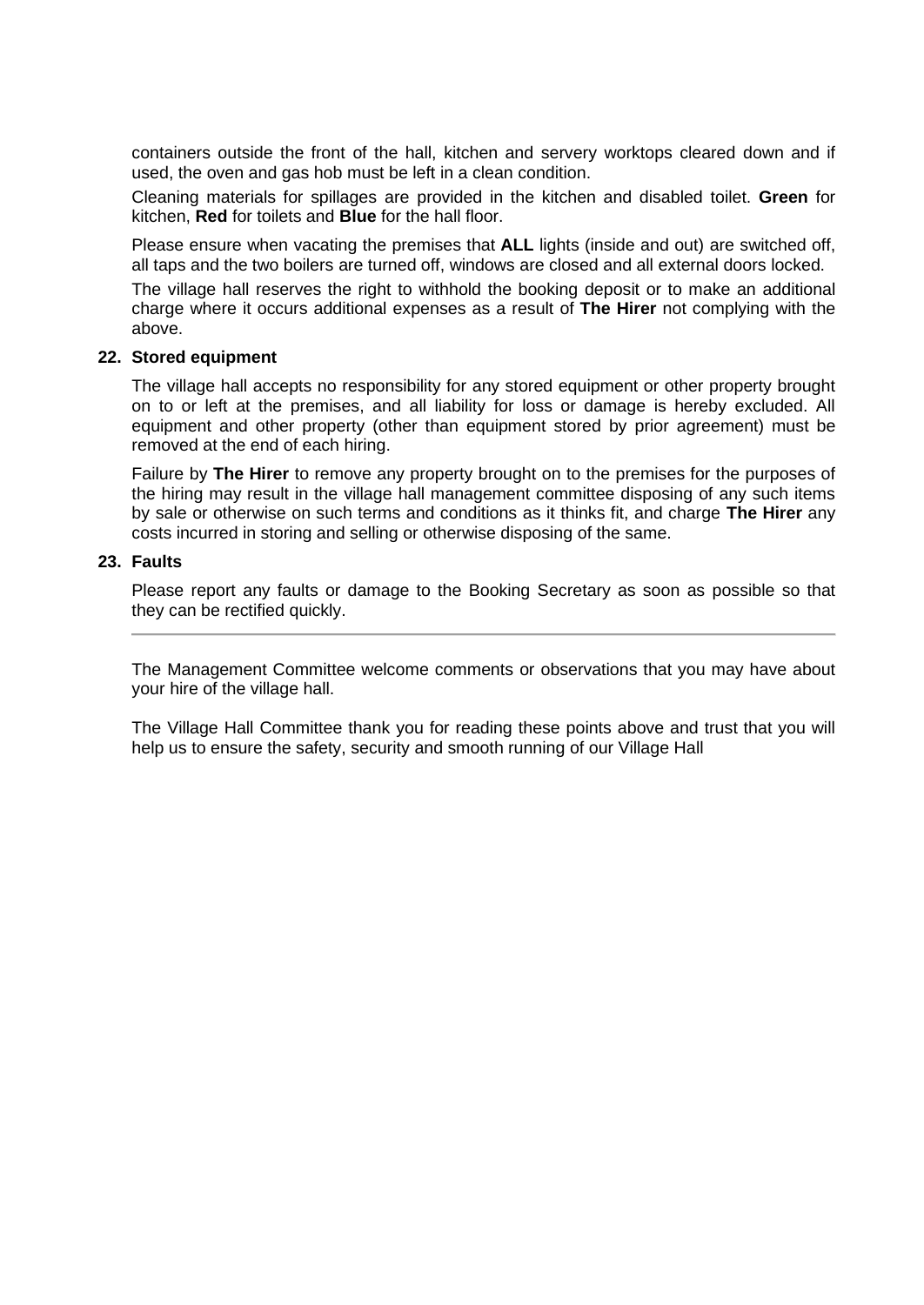containers outside the front of the hall, kitchen and servery worktops cleared down and if used, the oven and gas hob must be left in a clean condition.

Cleaning materials for spillages are provided in the kitchen and disabled toilet. **Green** for kitchen, **Red** for toilets and **Blue** for the hall floor.

Please ensure when vacating the premises that **ALL** lights (inside and out) are switched off, all taps and the two boilers are turned off, windows are closed and all external doors locked.

The village hall reserves the right to withhold the booking deposit or to make an additional charge where it occurs additional expenses as a result of **The Hirer** not complying with the above.

**22. Stored equipment**

The village hall accepts no responsibility for any stored equipment or other property brought on to or left at the premises, and all liability for loss or damage is hereby excluded. All equipment and other property (other than equipment stored by prior agreement) must be removed at the end of each hiring.

Failure by **The Hirer** to remove any property brought on to the premises for the purposes of the hiring may result in the village hall management committee disposing of any such items by sale or otherwise on such terms and conditions as it thinks fit, and charge **The Hirer** any costs incurred in storing and selling or otherwise disposing of the same.

**23. Faults**

Please report any faults or damage to the Booking Secretary as soon as possible so that they can be rectified quickly.

---

The Management Committee welcome comments or observations that you may have about your hire of the village hall.

The Village Hall Committee thank you for reading these points above and trust that you will help us to ensure the safety, security and smooth running of our Village Hall